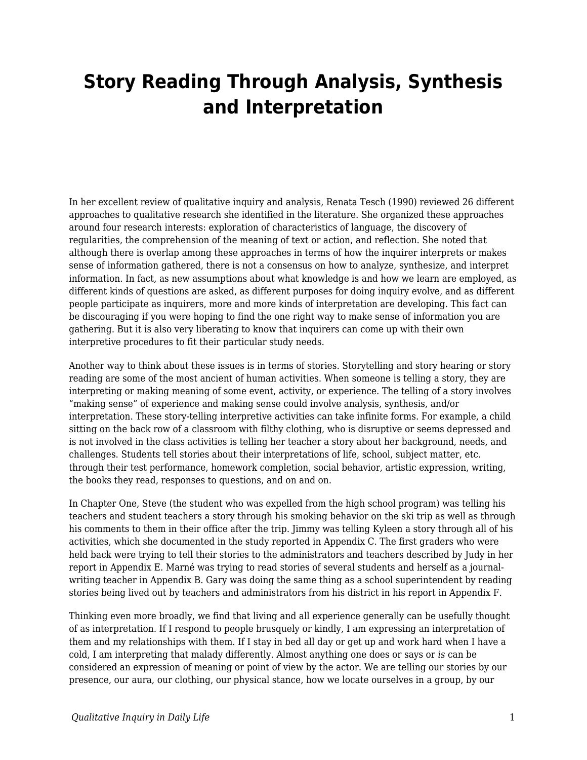# Story Reading Through Analysis, Synthesis and Interpretation

In her excellent review of qualitative inquiry and analysis, Renata Tesch (1990) reviewed 26 different approaches to qualitative research she identified in the literature. She organized these approaches around four research interests: exploration of characteristics of language, the discovery of regularities, the comprehension of the meaning of text or action, and reflection. She noted that although there is overlap among these approaches in terms of how the inquirer interprets or makes sense of information gathered, there is not a consensus on how to analyze, synthesize, and interpret information. In fact, as new assumptions about what knowledge is and how we learn are employed, as different kinds of questions are asked, as different purposes for doing inquiry evolve, and as different people participate as inquirers, more and more kinds of interpretation are developing. This fact can be discouraging if you were hoping to find the one right way to make sense of information you are gathering. But it is also very liberating to know that inquirers can come up with their own interpretive procedures to fit their particular study needs.

Another way to think about these issues is in terms of stories. Storytelling and story hearing or story reading are some of the most ancient of human activities. When someone is telling a story, they are interpreting or making meaning of some event, activity, or experience. The telling of a story involves "making sense" of experience and making sense could involve analysis, synthesis, and/or interpretation. These story-telling interpretive activities can take infinite forms. For example, a child sitting on the back row of a classroom with filthy clothing, who is disruptive or seems depressed and is not involved in the class activities is telling her teacher a story about her background, needs, and challenges. Students tell stories about their interpretations of life, school, subject matter, etc. through their test performance, homework completion, social behavior, artistic expression, writing, the books they read, responses to questions, and on and on.

In Chapter One, Steve (the student who was expelled from the high school program) was telling his teachers and student teachers a story through his smoking behavior on the ski trip as well as through his comments to them in their office after the trip. Jimmy was telling Kyleen a story through all of his activities, which she documented in the study reported in Appendix C. The first graders who were held back were trying to tell their stories to the administrators and teachers described by Judy in her report in Appendix E. Marné was trying to read stories of several students and herself as a journal-writing teacher in Appendix B. Gary was doing the same thing as a school superintendent by reading stories being lived out by teachers and administrators from his district in his report in Appendix F.

Thinking even more broadly, we find that living and all experience generally can be usefully thought of as interpretation. If I respond to people brusquely or kindly, I am expressing an interpretation of them and my relationships with them. If I stay in bed all day or get up and work hard when I have a cold, I am interpreting that malady differently. Almost anything one does or says or *is* can be considered an expression of meaning or point of view by the actor. We are telling our stories by our presence, our aura, our clothing, our physical stance, how we locate ourselves in a group, by our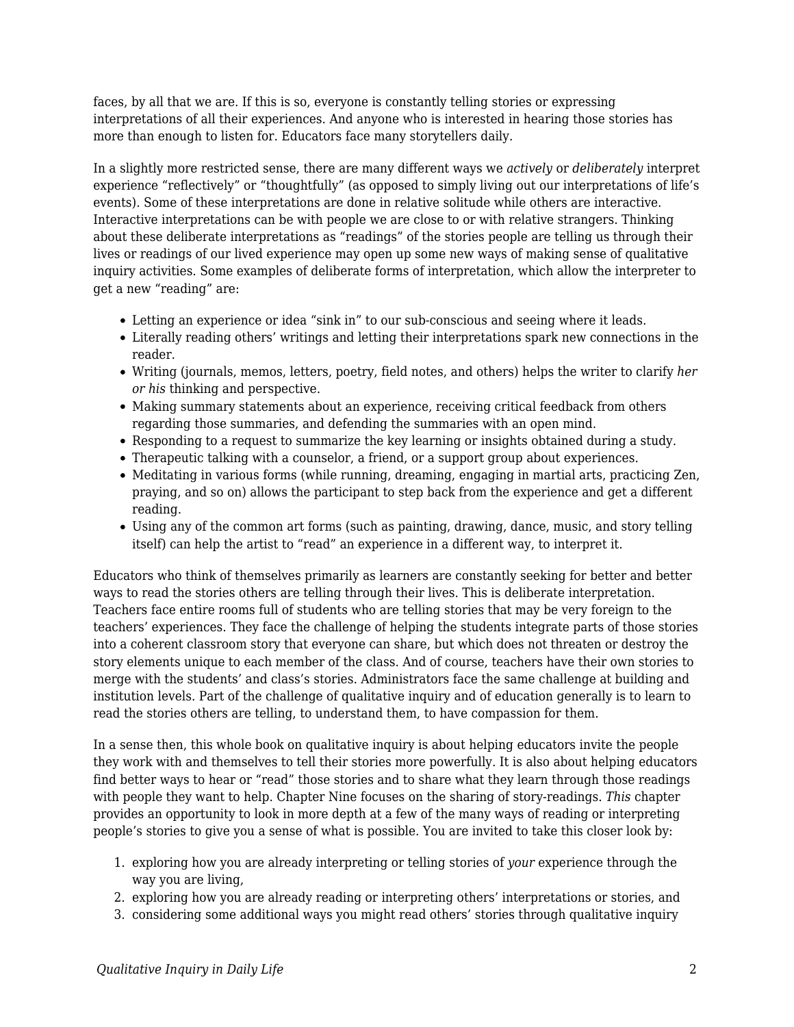faces, by all that we are. If this is so, everyone is constantly telling stories or expressing interpretations of all their experiences. And anyone who is interested in hearing those stories has more than enough to listen for. Educators face many storytellers daily.

In a slightly more restricted sense, there are many different ways we *actively* or *deliberately* interpret experience "reflectively" or "thoughtfully" (as opposed to simply living out our interpretations of life's events). Some of these interpretations are done in relative solitude while others are interactive. Interactive interpretations can be with people we are close to or with relative strangers. Thinking about these deliberate interpretations as "readings" of the stories people are telling us through their lives or readings of our lived experience may open up some new ways of making sense of qualitative inquiry activities. Some examples of deliberate forms of interpretation, which allow the interpreter to get a new "reading" are:

- Letting an experience or idea "sink in" to our sub-conscious and seeing where it leads.
- Literally reading others' writings and letting their interpretations spark new connections in the reader.
- Writing (journals, memos, letters, poetry, field notes, and others) helps the writer to clarify *her or his* thinking and perspective.
- Making summary statements about an experience, receiving critical feedback from others regarding those summaries, and defending the summaries with an open mind.
- Responding to a request to summarize the key learning or insights obtained during a study.
- Therapeutic talking with a counselor, a friend, or a support group about experiences.
- Meditating in various forms (while running, dreaming, engaging in martial arts, practicing Zen, praying, and so on) allows the participant to step back from the experience and get a different reading.
- Using any of the common art forms (such as painting, drawing, dance, music, and story telling itself) can help the artist to "read" an experience in a different way, to interpret it.

Educators who think of themselves primarily as learners are constantly seeking for better and better ways to read the stories others are telling through their lives. This is deliberate interpretation. Teachers face entire rooms full of students who are telling stories that may be very foreign to the teachers' experiences. They face the challenge of helping the students integrate parts of those stories into a coherent classroom story that everyone can share, but which does not threaten or destroy the story elements unique to each member of the class. And of course, teachers have their own stories to merge with the students' and class's stories. Administrators face the same challenge at building and institution levels. Part of the challenge of qualitative inquiry and of education generally is to learn to read the stories others are telling, to understand them, to have compassion for them.

In a sense then, this whole book on qualitative inquiry is about helping educators invite the people they work with and themselves to tell their stories more powerfully. It is also about helping educators find better ways to hear or "read" those stories and to share what they learn through those readings with people they want to help. Chapter Nine focuses on the sharing of story-readings. *This* chapter provides an opportunity to look in more depth at a few of the many ways of reading or interpreting people's stories to give you a sense of what is possible. You are invited to take this closer look by:

1. exploring how you are already interpreting or telling stories of *your* experience through the way you are living,
2. exploring how you are already reading or interpreting others' interpretations or stories, and
3. considering some additional ways you might read others' stories through qualitative inquiry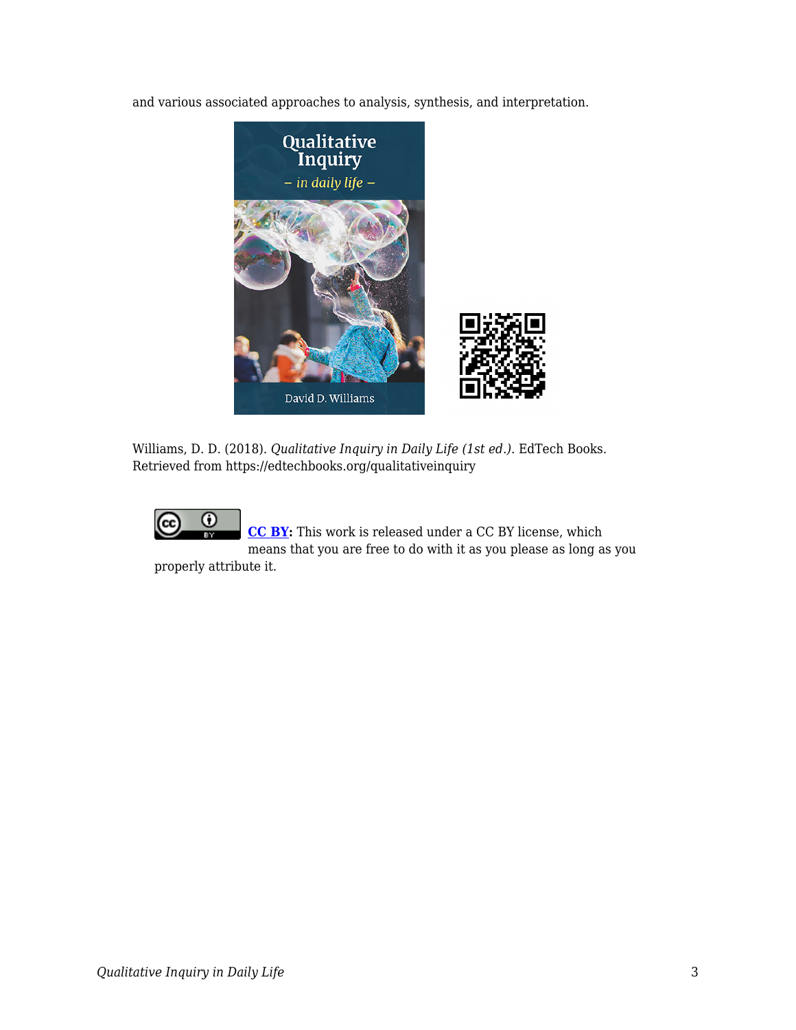and various associated approaches to analysis, synthesis, and interpretation.

Williams, D. D. (2018). *Qualitative Inquiry in Daily Life (1st ed.)*. EdTech Books. Retrieved from https://edtechbooks.org/qualitativeinquiry

**CC BY:** This work is released under a CC BY license, which means that you are free to do with it as you please as long as you properly attribute it.